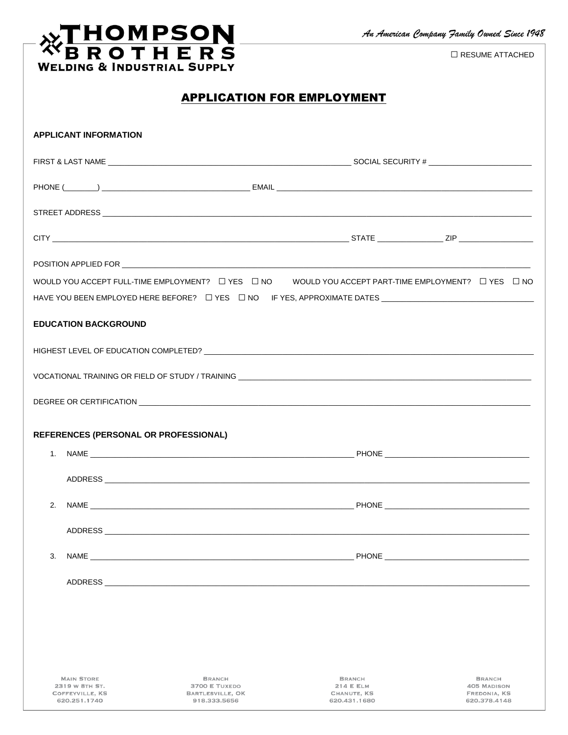**THOMPSON BROTHERS**
**WELDING & INDUSTRIAL SUPPLY**

*An American Company Family Owned Since 1948*

☐ RESUME ATTACHED

# APPLICATION FOR EMPLOYMENT

## APPLICANT INFORMATION

FIRST & LAST NAME ______________________________ SOCIAL SECURITY # ______________

PHONE (________) ______________________ EMAIL ______________________________

STREET ADDRESS ____________________________________________________________

CITY ______________________________ STATE __________ ZIP ____________

POSITION APPLIED FOR ______________________________________________________

WOULD YOU ACCEPT FULL-TIME EMPLOYMENT? ☐ YES ☐ NO WOULD YOU ACCEPT PART-TIME EMPLOYMENT? ☐ YES ☐ NO

HAVE YOU BEEN EMPLOYED HERE BEFORE? ☐ YES ☐ NO IF YES, APPROXIMATE DATES ______________________

## EDUCATION BACKGROUND

HIGHEST LEVEL OF EDUCATION COMPLETED? ____________________________________________

VOCATIONAL TRAINING OR FIELD OF STUDY / TRAINING ______________________________________

DEGREE OR CERTIFICATION ____________________________________________________

## REFERENCES (PERSONAL OR PROFESSIONAL)

1. NAME ______________________________ PHONE ______________________

   ADDRESS ____________________________________________________________

2. NAME ______________________________ PHONE ______________________

   ADDRESS ____________________________________________________________

3. NAME ______________________________ PHONE ______________________

   ADDRESS ____________________________________________________________

| MAIN STORE | BRANCH | BRANCH | BRANCH |
|---|---|---|---|
| 2319 W 8TH ST. | 3700 E TUXEDO | 214 E ELM | 405 MADISON |
| COFFEYVILLE, KS | BARTLESVILLE, OK | CHANUTE, KS | FREDONIA, KS |
| 620.251.1740 | 918.333.5656 | 620.431.1680 | 620.378.4148 |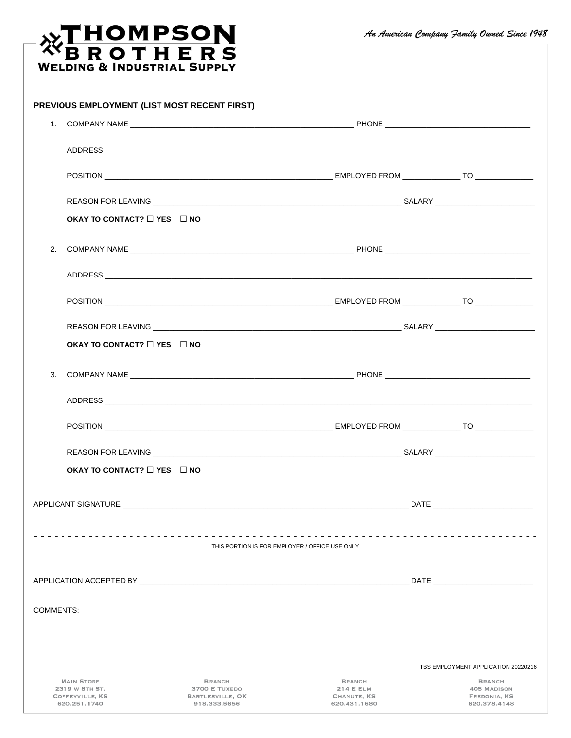**THOMPSON BROTHERS**
**WELDING & INDUSTRIAL SUPPLY**

*An American Company Family Owned Since 1948*

## PREVIOUS EMPLOYMENT (LIST MOST RECENT FIRST)

1. COMPANY NAME ____________________ PHONE ____________________

   ADDRESS ____________________________________________

   POSITION ____________________ EMPLOYED FROM __________ TO __________

   REASON FOR LEAVING ____________________ SALARY ____________________

   **OKAY TO CONTACT? ☐ YES ☐ NO**

2. COMPANY NAME ____________________ PHONE ____________________

   ADDRESS ____________________________________________

   POSITION ____________________ EMPLOYED FROM __________ TO __________

   REASON FOR LEAVING ____________________ SALARY ____________________

   **OKAY TO CONTACT? ☐ YES ☐ NO**

3. COMPANY NAME ____________________ PHONE ____________________

   ADDRESS ____________________________________________

   POSITION ____________________ EMPLOYED FROM __________ TO __________

   REASON FOR LEAVING ____________________ SALARY ____________________

   **OKAY TO CONTACT? ☐ YES ☐ NO**

APPLICANT SIGNATURE ____________________________________ DATE ____________________

- - - - - - - - - - - - - - - - - - - - - - - - - - - - - - - - - - - - - - - -

THIS PORTION IS FOR EMPLOYER / OFFICE USE ONLY

APPLICATION ACCEPTED BY ____________________________________ DATE ____________________

COMMENTS:

TBS EMPLOYMENT APPLICATION 20220216

| | | | |
|---|---|---|---|
| MAIN STORE<br>2319 W 8TH ST.<br>COFFEYVILLE, KS<br>620.251.1740 | BRANCH<br>3700 E TUXEDO<br>BARTLESVILLE, OK<br>918.333.5656 | BRANCH<br>214 E ELM<br>CHANUTE, KS<br>620.431.1680 | BRANCH<br>405 MADISON<br>FREDONIA, KS<br>620.378.4148 |